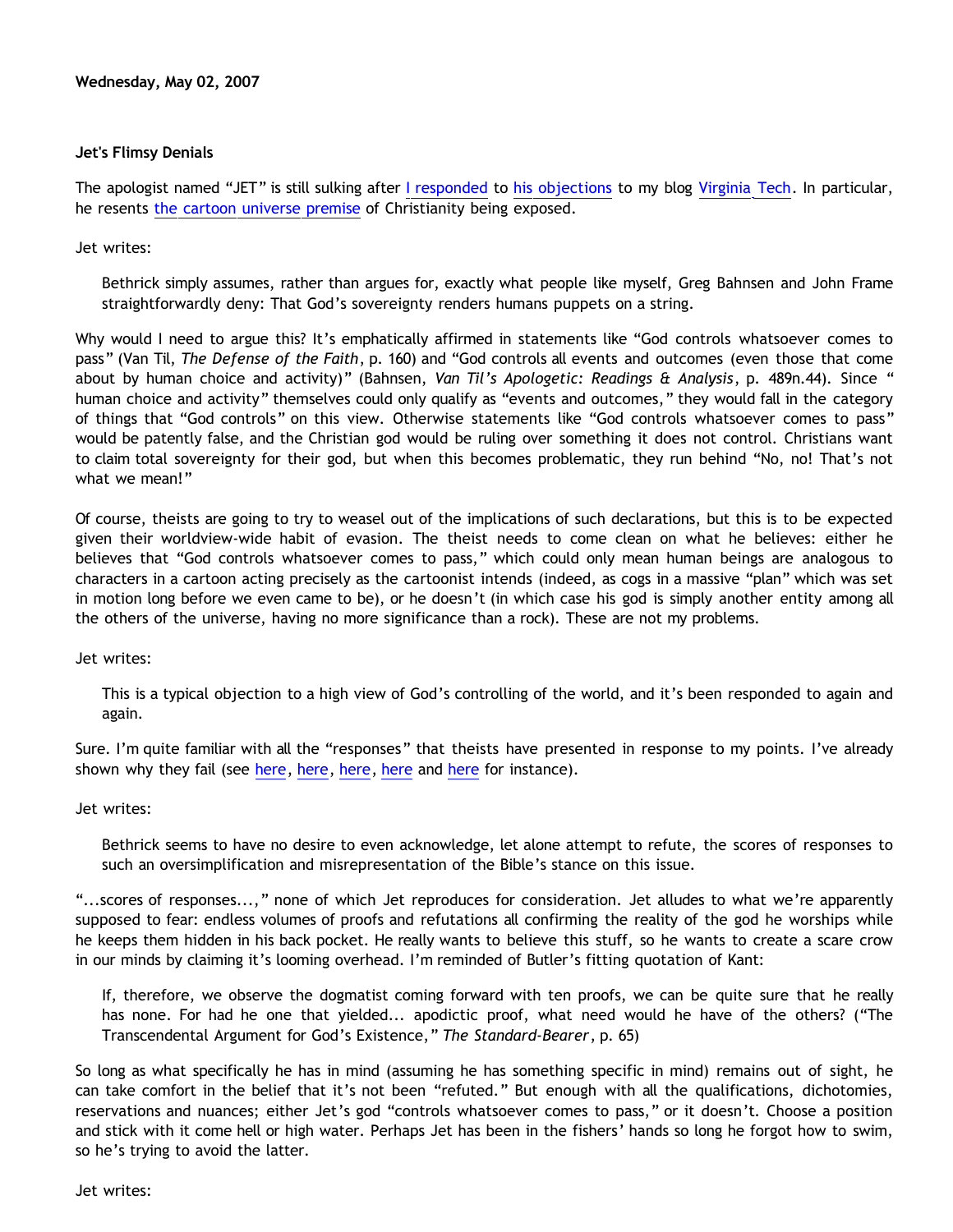**Wednesday, May 02, 2007**

### Jet's Flimsy Denials

The apologist named "JET" is still sulking after I responded to his objections to my blog Virginia Tech. In particular, he resents the cartoon universe premise of Christianity being exposed.

Jet writes:

> Bethrick simply assumes, rather than argues for, exactly what people like myself, Greg Bahnsen and John Frame straightforwardly deny: That God's sovereignty renders humans puppets on a string.

Why would I need to argue this? It's emphatically affirmed in statements like "God controls whatsoever comes to pass" (Van Til, *The Defense of the Faith*, p. 160) and "God controls all events and outcomes (even those that come about by human choice and activity)" (Bahnsen, *Van Til's Apologetic: Readings & Analysis*, p. 489n.44). Since "human choice and activity" themselves could only qualify as "events and outcomes," they would fall in the category of things that "God controls" on this view. Otherwise statements like "God controls whatsoever comes to pass" would be patently false, and the Christian god would be ruling over something it does not control. Christians want to claim total sovereignty for their god, but when this becomes problematic, they run behind "No, no! That's not what we mean!"

Of course, theists are going to try to weasel out of the implications of such declarations, but this is to be expected given their worldview-wide habit of evasion. The theist needs to come clean on what he believes: either he believes that "God controls whatsoever comes to pass," which could only mean human beings are analogous to characters in a cartoon acting precisely as the cartoonist intends (indeed, as cogs in a massive "plan" which was set in motion long before we even came to be), or he doesn't (in which case his god is simply another entity among all the others of the universe, having no more significance than a rock). These are not my problems.

Jet writes:

> This is a typical objection to a high view of God's controlling of the world, and it's been responded to again and again.

Sure. I'm quite familiar with all the "responses" that theists have presented in response to my points. I've already shown why they fail (see here, here, here, here and here for instance).

Jet writes:

> Bethrick seems to have no desire to even acknowledge, let alone attempt to refute, the scores of responses to such an oversimplification and misrepresentation of the Bible's stance on this issue.

"...scores of responses...," none of which Jet reproduces for consideration. Jet alludes to what we're apparently supposed to fear: endless volumes of proofs and refutations all confirming the reality of the god he worships while he keeps them hidden in his back pocket. He really wants to believe this stuff, so he wants to create a scare crow in our minds by claiming it's looming overhead. I'm reminded of Butler's fitting quotation of Kant:

> If, therefore, we observe the dogmatist coming forward with ten proofs, we can be quite sure that he really has none. For had he one that yielded... apodictic proof, what need would he have of the others? ("The Transcendental Argument for God's Existence," *The Standard-Bearer*, p. 65)

So long as what specifically he has in mind (assuming he has something specific in mind) remains out of sight, he can take comfort in the belief that it's not been "refuted." But enough with all the qualifications, dichotomies, reservations and nuances; either Jet's god "controls whatsoever comes to pass," or it doesn't. Choose a position and stick with it come hell or high water. Perhaps Jet has been in the fishers' hands so long he forgot how to swim, so he's trying to avoid the latter.

Jet writes: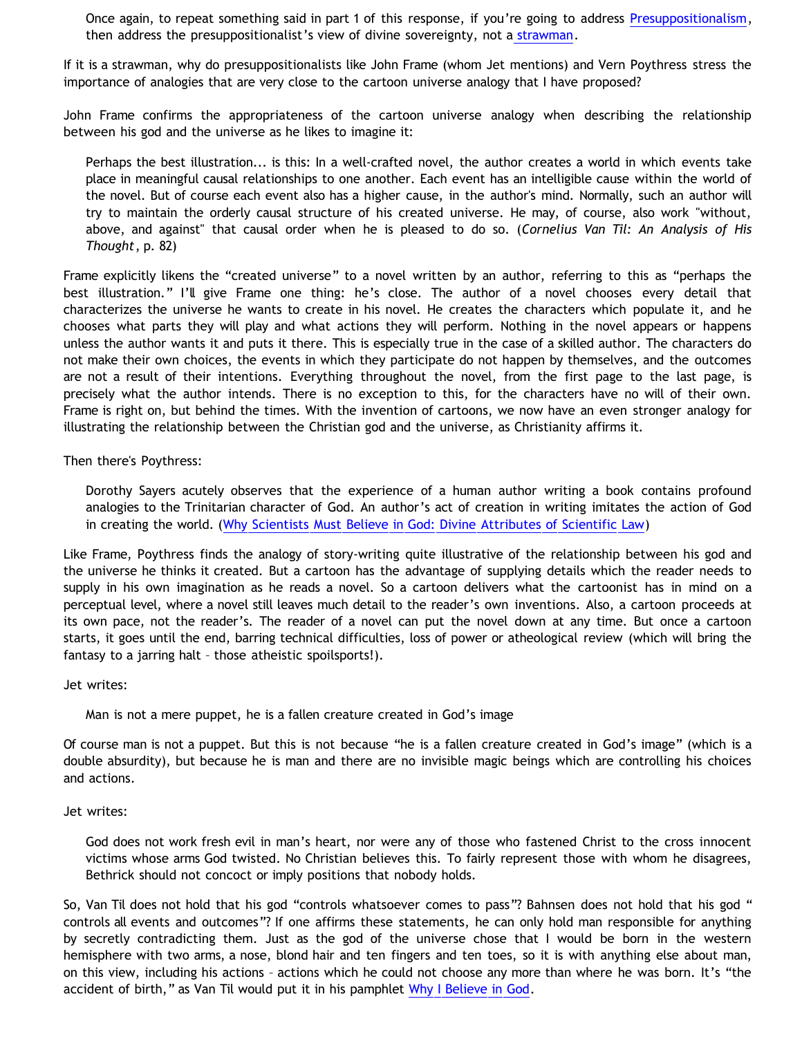> Once again, to repeat something said in part 1 of this response, if you're going to address Presuppositionalism, then address the presuppositionalist's view of divine sovereignty, not a strawman.

If it is a strawman, why do presuppositionalists like John Frame (whom Jet mentions) and Vern Poythress stress the importance of analogies that are very close to the cartoon universe analogy that I have proposed?

John Frame confirms the appropriateness of the cartoon universe analogy when describing the relationship between his god and the universe as he likes to imagine it:

> Perhaps the best illustration... is this: In a well-crafted novel, the author creates a world in which events take place in meaningful causal relationships to one another. Each event has an intelligible cause within the world of the novel. But of course each event also has a higher cause, in the author's mind. Normally, such an author will try to maintain the orderly causal structure of his created universe. He may, of course, also work "without, above, and against" that causal order when he is pleased to do so. (*Cornelius Van Til: An Analysis of His Thought*, p. 82)

Frame explicitly likens the "created universe" to a novel written by an author, referring to this as "perhaps the best illustration." I'll give Frame one thing: he's close. The author of a novel chooses every detail that characterizes the universe he wants to create in his novel. He creates the characters which populate it, and he chooses what parts they will play and what actions they will perform. Nothing in the novel appears or happens unless the author wants it and puts it there. This is especially true in the case of a skilled author. The characters do not make their own choices, the events in which they participate do not happen by themselves, and the outcomes are not a result of their intentions. Everything throughout the novel, from the first page to the last page, is precisely what the author intends. There is no exception to this, for the characters have no will of their own. Frame is right on, but behind the times. With the invention of cartoons, we now have an even stronger analogy for illustrating the relationship between the Christian god and the universe, as Christianity affirms it.

Then there's Poythress:

> Dorothy Sayers acutely observes that the experience of a human author writing a book contains profound analogies to the Trinitarian character of God. An author's act of creation in writing imitates the action of God in creating the world. (Why Scientists Must Believe in God: Divine Attributes of Scientific Law)

Like Frame, Poythress finds the analogy of story-writing quite illustrative of the relationship between his god and the universe he thinks it created. But a cartoon has the advantage of supplying details which the reader needs to supply in his own imagination as he reads a novel. So a cartoon delivers what the cartoonist has in mind on a perceptual level, where a novel still leaves much detail to the reader's own inventions. Also, a cartoon proceeds at its own pace, not the reader's. The reader of a novel can put the novel down at any time. But once a cartoon starts, it goes until the end, barring technical difficulties, loss of power or atheological review (which will bring the fantasy to a jarring halt – those atheistic spoilsports!).

Jet writes:

> Man is not a mere puppet, he is a fallen creature created in God's image

Of course man is not a puppet. But this is not because "he is a fallen creature created in God's image" (which is a double absurdity), but because he is man and there are no invisible magic beings which are controlling his choices and actions.

Jet writes:

> God does not work fresh evil in man's heart, nor were any of those who fastened Christ to the cross innocent victims whose arms God twisted. No Christian believes this. To fairly represent those with whom he disagrees, Bethrick should not concoct or imply positions that nobody holds.

So, Van Til does not hold that his god "controls whatsoever comes to pass"? Bahnsen does not hold that his god " controls all events and outcomes"? If one affirms these statements, he can only hold man responsible for anything by secretly contradicting them. Just as the god of the universe chose that I would be born in the western hemisphere with two arms, a nose, blond hair and ten fingers and ten toes, so it is with anything else about man, on this view, including his actions – actions which he could not choose any more than where he was born. It's "the accident of birth," as Van Til would put it in his pamphlet Why I Believe in God.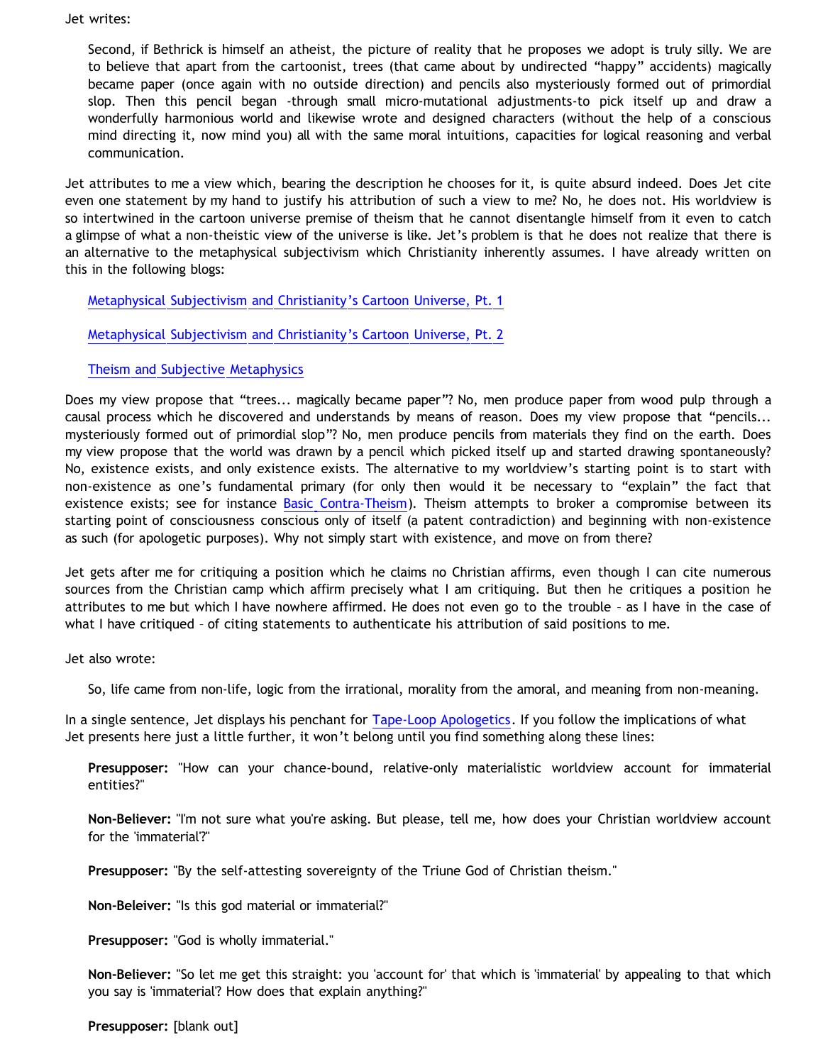Jet writes:

> Second, if Bethrick is himself an atheist, the picture of reality that he proposes we adopt is truly silly. We are to believe that apart from the cartoonist, trees (that came about by undirected "happy" accidents) magically became paper (once again with no outside direction) and pencils also mysteriously formed out of primordial slop. Then this pencil began -through small micro-mutational adjustments-to pick itself up and draw a wonderfully harmonious world and likewise wrote and designed characters (without the help of a conscious mind directing it, now mind you) all with the same moral intuitions, capacities for logical reasoning and verbal communication.

Jet attributes to me a view which, bearing the description he chooses for it, is quite absurd indeed. Does Jet cite even one statement by my hand to justify his attribution of such a view to me? No, he does not. His worldview is so intertwined in the cartoon universe premise of theism that he cannot disentangle himself from it even to catch a glimpse of what a non-theistic view of the universe is like. Jet's problem is that he does not realize that there is an alternative to the metaphysical subjectivism which Christianity inherently assumes. I have already written on this in the following blogs:

> Metaphysical Subjectivism and Christianity's Cartoon Universe, Pt. 1
>
> Metaphysical Subjectivism and Christianity's Cartoon Universe, Pt. 2
>
> Theism and Subjective Metaphysics

Does my view propose that "trees... magically became paper"? No, men produce paper from wood pulp through a causal process which he discovered and understands by means of reason. Does my view propose that "pencils... mysteriously formed out of primordial slop"? No, men produce pencils from materials they find on the earth. Does my view propose that the world was drawn by a pencil which picked itself up and started drawing spontaneously? No, existence exists, and only existence exists. The alternative to my worldview's starting point is to start with non-existence as one's fundamental primary (for only then would it be necessary to "explain" the fact that existence exists; see for instance Basic Contra-Theism). Theism attempts to broker a compromise between its starting point of consciousness conscious only of itself (a patent contradiction) and beginning with non-existence as such (for apologetic purposes). Why not simply start with existence, and move on from there?

Jet gets after me for critiquing a position which he claims no Christian affirms, even though I can cite numerous sources from the Christian camp which affirm precisely what I am critiquing. But then he critiques a position he attributes to me but which I have nowhere affirmed. He does not even go to the trouble – as I have in the case of what I have critiqued – of citing statements to authenticate his attribution of said positions to me.

Jet also wrote:

> So, life came from non-life, logic from the irrational, morality from the amoral, and meaning from non-meaning.

In a single sentence, Jet displays his penchant for Tape-Loop Apologetics. If you follow the implications of what Jet presents here just a little further, it won't belong until you find something along these lines:

> **Presupposer:** "How can your chance-bound, relative-only materialistic worldview account for immaterial entities?"
>
> **Non-Believer:** "I'm not sure what you're asking. But please, tell me, how does your Christian worldview account for the 'immaterial'?"
>
> **Presupposer:** "By the self-attesting sovereignty of the Triune God of Christian theism."
>
> **Non-Beleiver:** "Is this god material or immaterial?"
>
> **Presupposer:** "God is wholly immaterial."
>
> **Non-Believer:** "So let me get this straight: you 'account for' that which is 'immaterial' by appealing to that which you say is 'immaterial'? How does that explain anything?"
>
> **Presupposer:** [blank out]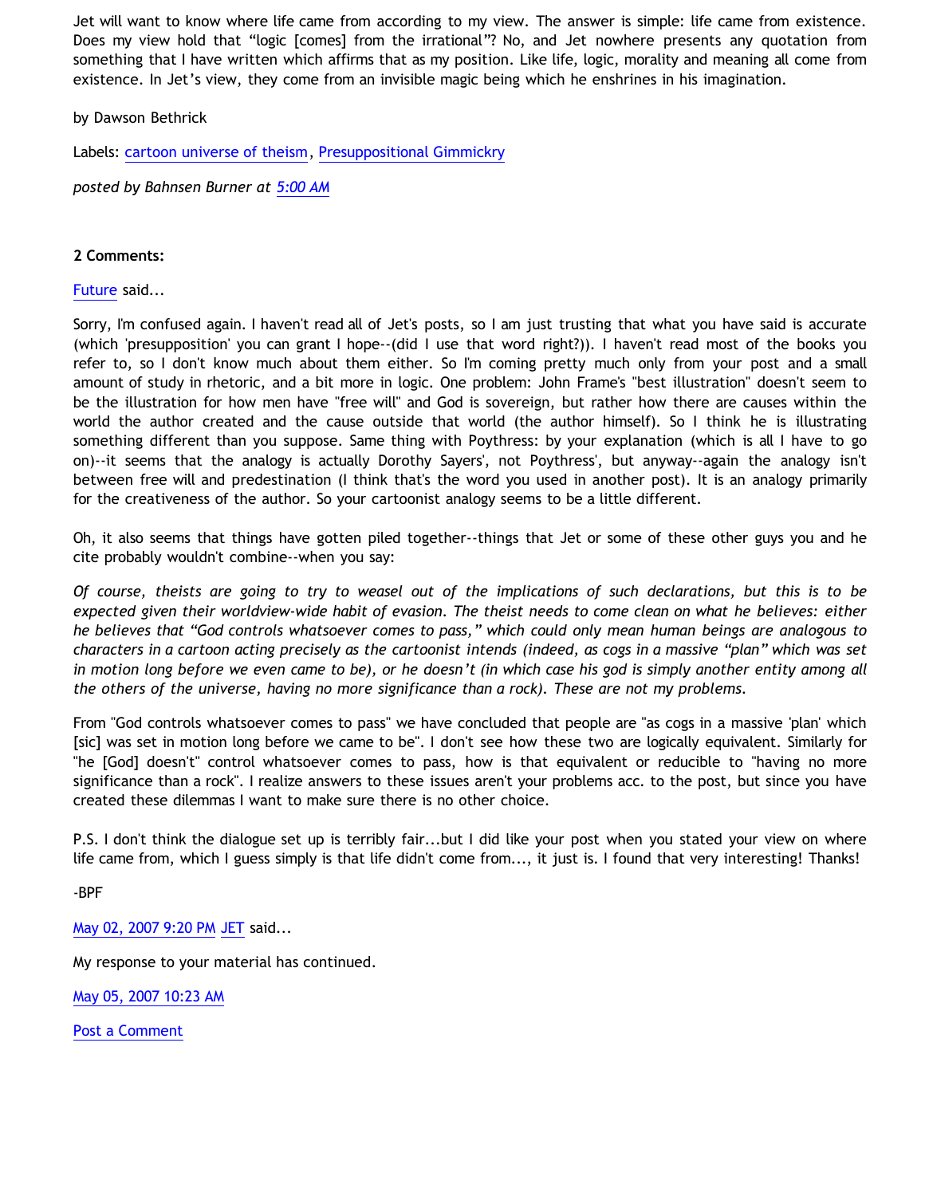Jet will want to know where life came from according to my view. The answer is simple: life came from existence. Does my view hold that "logic [comes] from the irrational"? No, and Jet nowhere presents any quotation from something that I have written which affirms that as my position. Like life, logic, morality and meaning all come from existence. In Jet's view, they come from an invisible magic being which he enshrines in his imagination.

by Dawson Bethrick

Labels: cartoon universe of theism, Presuppositional Gimmickry

*posted by Bahnsen Burner at 5:00 AM*

**2 Comments:**

Future said...

Sorry, I'm confused again. I haven't read all of Jet's posts, so I am just trusting that what you have said is accurate (which 'presupposition' you can grant I hope--(did I use that word right?)). I haven't read most of the books you refer to, so I don't know much about them either. So I'm coming pretty much only from your post and a small amount of study in rhetoric, and a bit more in logic. One problem: John Frame's "best illustration" doesn't seem to be the illustration for how men have "free will" and God is sovereign, but rather how there are causes within the world the author created and the cause outside that world (the author himself). So I think he is illustrating something different than you suppose. Same thing with Poythress: by your explanation (which is all I have to go on)--it seems that the analogy is actually Dorothy Sayers', not Poythress', but anyway--again the analogy isn't between free will and predestination (I think that's the word you used in another post). It is an analogy primarily for the creativeness of the author. So your cartoonist analogy seems to be a little different.

Oh, it also seems that things have gotten piled together--things that Jet or some of these other guys you and he cite probably wouldn't combine--when you say:

*Of course, theists are going to try to weasel out of the implications of such declarations, but this is to be expected given their worldview-wide habit of evasion. The theist needs to come clean on what he believes: either he believes that "God controls whatsoever comes to pass," which could only mean human beings are analogous to characters in a cartoon acting precisely as the cartoonist intends (indeed, as cogs in a massive "plan" which was set in motion long before we even came to be), or he doesn't (in which case his god is simply another entity among all the others of the universe, having no more significance than a rock). These are not my problems.*

From "God controls whatsoever comes to pass" we have concluded that people are "as cogs in a massive 'plan' which [sic] was set in motion long before we came to be". I don't see how these two are logically equivalent. Similarly for "he [God] doesn't" control whatsoever comes to pass, how is that equivalent or reducible to "having no more significance than a rock". I realize answers to these issues aren't your problems acc. to the post, but since you have created these dilemmas I want to make sure there is no other choice.

P.S. I don't think the dialogue set up is terribly fair...but I did like your post when you stated your view on where life came from, which I guess simply is that life didn't come from..., it just is. I found that very interesting! Thanks!

-BPF

May 02, 2007 9:20 PM JET said...

My response to your material has continued.

May 05, 2007 10:23 AM

Post a Comment